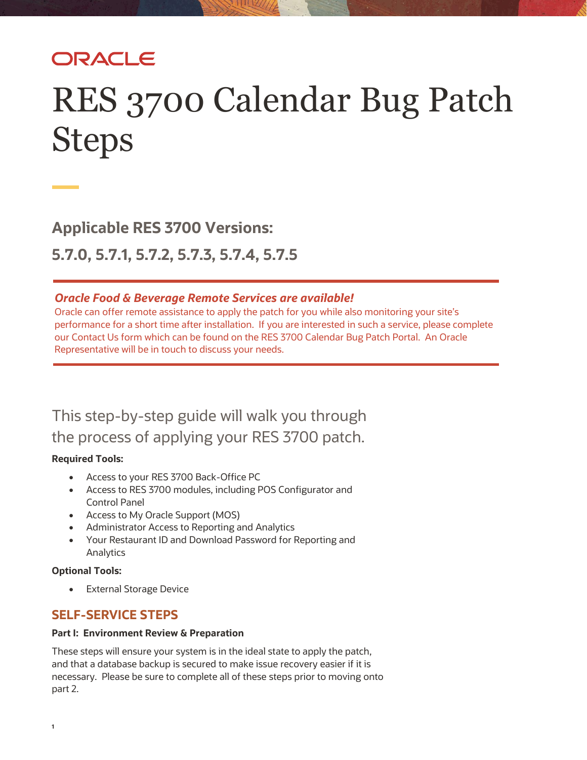ORACLE

# RES 3700 Calendar Bug Patch Steps

## Applicable RES 3700 Versions:

## 5.7.0, 5.7.1, 5.7.2, 5.7.3, 5.7.4, 5.7.5

***Oracle Food & Beverage Remote Services are available!***

Oracle can offer remote assistance to apply the patch for you while also monitoring your site's performance for a short time after installation. If you are interested in such a service, please complete our Contact Us form which can be found on the RES 3700 Calendar Bug Patch Portal. An Oracle Representative will be in touch to discuss your needs.

This step-by-step guide will walk you through the process of applying your RES 3700 patch.

**Required Tools:**

- Access to your RES 3700 Back-Office PC
- Access to RES 3700 modules, including POS Configurator and Control Panel
- Access to My Oracle Support (MOS)
- Administrator Access to Reporting and Analytics
- Your Restaurant ID and Download Password for Reporting and Analytics

**Optional Tools:**

- External Storage Device

## SELF-SERVICE STEPS

**Part I: Environment Review & Preparation**

These steps will ensure your system is in the ideal state to apply the patch, and that a database backup is secured to make issue recovery easier if it is necessary. Please be sure to complete all of these steps prior to moving onto part 2.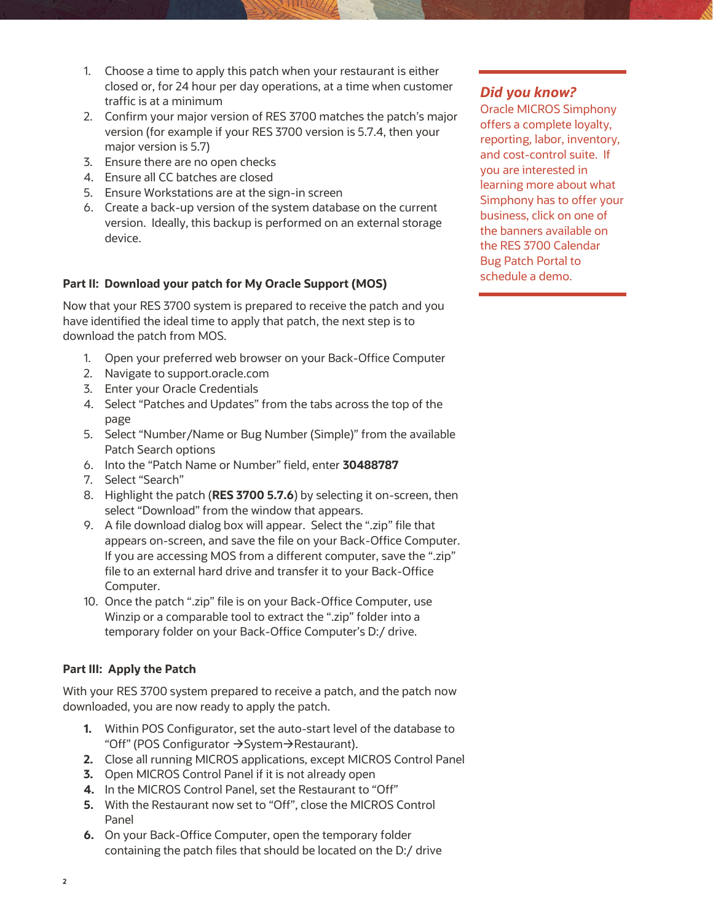1. Choose a time to apply this patch when your restaurant is either closed or, for 24 hour per day operations, at a time when customer traffic is at a minimum
2. Confirm your major version of RES 3700 matches the patch's major version (for example if your RES 3700 version is 5.7.4, then your major version is 5.7)
3. Ensure there are no open checks
4. Ensure all CC batches are closed
5. Ensure Workstations are at the sign-in screen
6. Create a back-up version of the system database on the current version. Ideally, this backup is performed on an external storage device.

### *Did you know?*

Oracle MICROS Simphony offers a complete loyalty, reporting, labor, inventory, and cost-control suite. If you are interested in learning more about what Simphony has to offer your business, click on one of the banners available on the RES 3700 Calendar Bug Patch Portal to schedule a demo.

**Part II: Download your patch for My Oracle Support (MOS)**

Now that your RES 3700 system is prepared to receive the patch and you have identified the ideal time to apply that patch, the next step is to download the patch from MOS.

1. Open your preferred web browser on your Back-Office Computer
2. Navigate to support.oracle.com
3. Enter your Oracle Credentials
4. Select "Patches and Updates" from the tabs across the top of the page
5. Select "Number/Name or Bug Number (Simple)" from the available Patch Search options
6. Into the "Patch Name or Number" field, enter **30488787**
7. Select "Search"
8. Highlight the patch (**RES 3700 5.7.6**) by selecting it on-screen, then select "Download" from the window that appears.
9. A file download dialog box will appear. Select the ".zip" file that appears on-screen, and save the file on your Back-Office Computer. If you are accessing MOS from a different computer, save the ".zip" file to an external hard drive and transfer it to your Back-Office Computer.
10. Once the patch ".zip" file is on your Back-Office Computer, use Winzip or a comparable tool to extract the ".zip" folder into a temporary folder on your Back-Office Computer's D:/ drive.

**Part III: Apply the Patch**

With your RES 3700 system prepared to receive a patch, and the patch now downloaded, you are now ready to apply the patch.

1. Within POS Configurator, set the auto-start level of the database to "Off" (POS Configurator →System→Restaurant).
2. Close all running MICROS applications, except MICROS Control Panel
3. Open MICROS Control Panel if it is not already open
4. In the MICROS Control Panel, set the Restaurant to "Off"
5. With the Restaurant now set to "Off", close the MICROS Control Panel
6. On your Back-Office Computer, open the temporary folder containing the patch files that should be located on the D:/ drive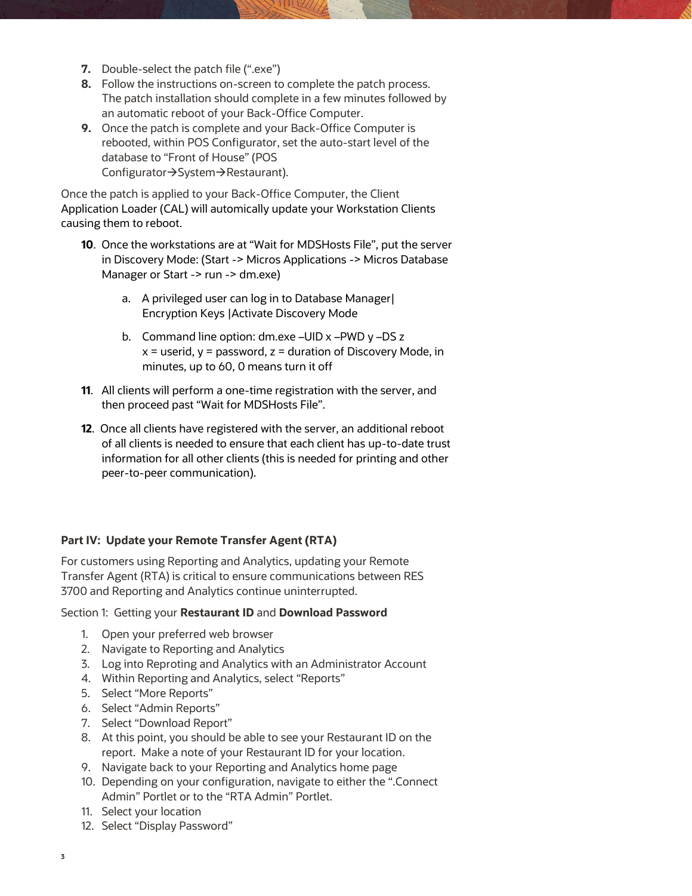7. Double-select the patch file (".exe")
8. Follow the instructions on-screen to complete the patch process. The patch installation should complete in a few minutes followed by an automatic reboot of your Back-Office Computer.
9. Once the patch is complete and your Back-Office Computer is rebooted, within POS Configurator, set the auto-start level of the database to "Front of House" (POS Configurator→System→Restaurant).

Once the patch is applied to your Back-Office Computer, the Client Application Loader (CAL) will automically update your Workstation Clients causing them to reboot.

10. Once the workstations are at "Wait for MDSHosts File", put the server in Discovery Mode: (Start -> Micros Applications -> Micros Database Manager or Start -> run -> dm.exe)

    a. A privileged user can log in to Database Manager| Encryption Keys |Activate Discovery Mode

    b. Command line option: dm.exe –UID x –PWD y –DS z
       x = userid, y = password, z = duration of Discovery Mode, in minutes, up to 60, 0 means turn it off

11. All clients will perform a one-time registration with the server, and then proceed past "Wait for MDSHosts File".

12. Once all clients have registered with the server, an additional reboot of all clients is needed to ensure that each client has up-to-date trust information for all other clients (this is needed for printing and other peer-to-peer communication).

### Part IV: Update your Remote Transfer Agent (RTA)

For customers using Reporting and Analytics, updating your Remote Transfer Agent (RTA) is critical to ensure communications between RES 3700 and Reporting and Analytics continue uninterrupted.

Section 1: Getting your **Restaurant ID** and **Download Password**

1. Open your preferred web browser
2. Navigate to Reporting and Analytics
3. Log into Reprotimg and Analytics with an Administrator Account
4. Within Reporting and Analytics, select "Reports"
5. Select "More Reports"
6. Select "Admin Reports"
7. Select "Download Report"
8. At this point, you should be able to see your Restaurant ID on the report. Make a note of your Restaurant ID for your location.
9. Navigate back to your Reporting and Analytics home page
10. Depending on your configuration, navigate to either the ".Connect Admin" Portlet or to the "RTA Admin" Portlet.
11. Select your location
12. Select "Display Password"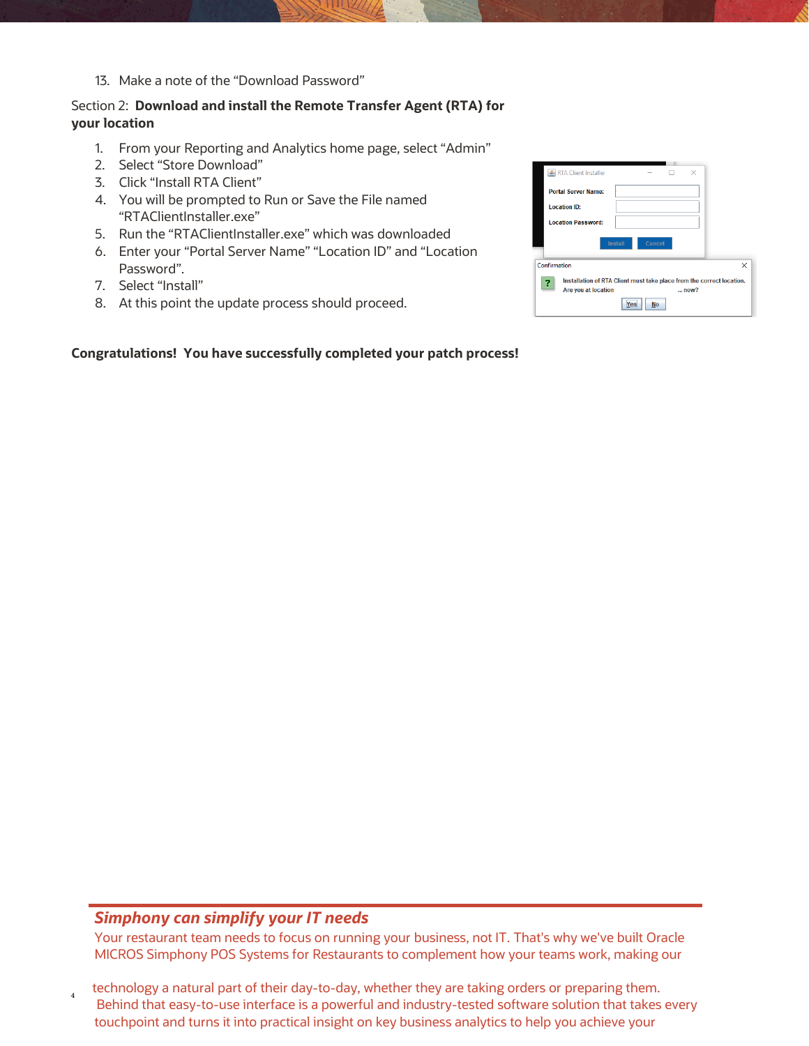13. Make a note of the "Download Password"

Section 2: **Download and install the Remote Transfer Agent (RTA) for your location**

1. From your Reporting and Analytics home page, select "Admin"
2. Select "Store Download"
3. Click "Install RTA Client"
4. You will be prompted to Run or Save the File named "RTAClientInstaller.exe"
5. Run the "RTAClientInstaller.exe" which was downloaded
6. Enter your "Portal Server Name" "Location ID" and "Location Password".
7. Select "Install"
8. At this point the update process should proceed.

**Congratulations! You have successfully completed your patch process!**

***Simphony can simplify your IT needs***

Your restaurant team needs to focus on running your business, not IT. That's why we've built Oracle MICROS Simphony POS Systems for Restaurants to complement how your teams work, making our technology a natural part of their day-to-day, whether they are taking orders or preparing them. Behind that easy-to-use interface is a powerful and industry-tested software solution that takes every touchpoint and turns it into practical insight on key business analytics to help you achieve your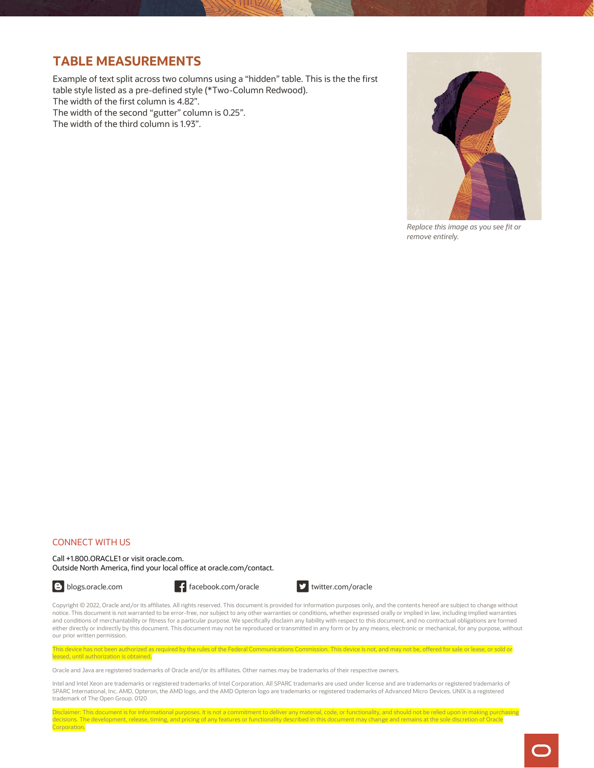## TABLE MEASUREMENTS

Example of text split across two columns using a "hidden" table. This is the the first table style listed as a pre-defined style (*Two-Column Redwood).
The width of the first column is 4.82".
The width of the second "gutter" column is 0.25".
The width of the third column is 1.93".

*Replace this image as you see fit or remove entirely.*

## CONNECT WITH US

Call +1.800.ORACLE1 or visit oracle.com.
Outside North America, find your local office at oracle.com/contact.

blogs.oracle.com

facebook.com/oracle

twitter.com/oracle

Copyright © 2022, Oracle and/or its affiliates. All rights reserved. This document is provided for information purposes only, and the contents hereof are subject to change without notice. This document is not warranted to be error-free, nor subject to any other warranties or conditions, whether expressed orally or implied in law, including implied warranties and conditions of merchantability or fitness for a particular purpose. We specifically disclaim any liability with respect to this document, and no contractual obligations are formed either directly or indirectly by this document. This document may not be reproduced or transmitted in any form or by any means, electronic or mechanical, for any purpose, without our prior written permission.

This device has not been authorized as required by the rules of the Federal Communications Commission. This device is not, and may not be, offered for sale or lease, or sold or leased, until authorization is obtained.

Oracle and Java are registered trademarks of Oracle and/or its affiliates. Other names may be trademarks of their respective owners.

Intel and Intel Xeon are trademarks or registered trademarks of Intel Corporation. All SPARC trademarks are used under license and are trademarks or registered trademarks of SPARC International, Inc. AMD, Opteron, the AMD logo, and the AMD Opteron logo are trademarks or registered trademarks of Advanced Micro Devices. UNIX is a registered trademark of The Open Group. 0120

Disclaimer: This document is for informational purposes. It is not a commitment to deliver any material, code, or functionality, and should not be relied upon in making purchasing decisions. The development, release, timing, and pricing of any features or functionality described in this document may change and remains at the sole discretion of Oracle Corporation.